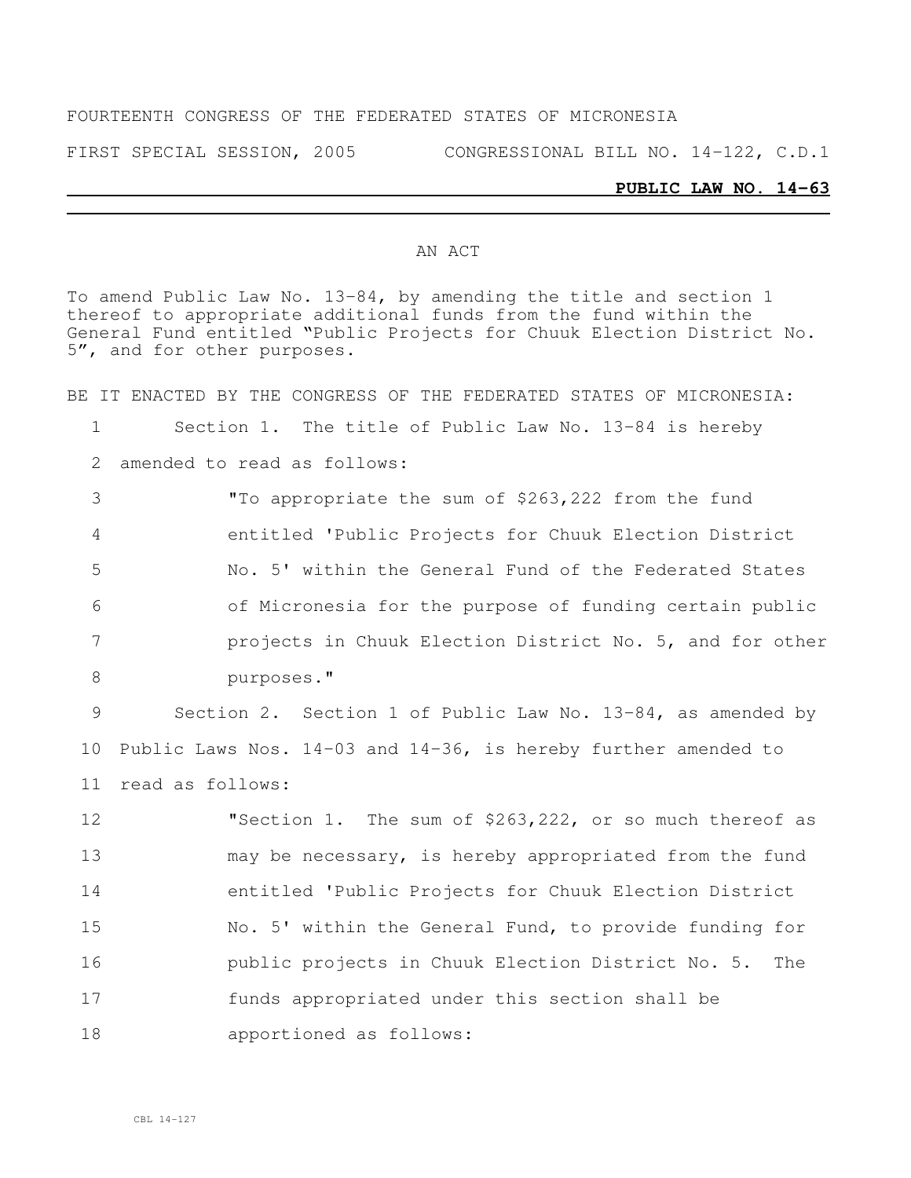FOURTEENTH CONGRESS OF THE FEDERATED STATES OF MICRONESIA

FIRST SPECIAL SESSION, 2005 CONGRESSIONAL BILL NO. 14-122, C.D.1

**PUBLIC LAW NO. 14-63**

AN ACT

To amend Public Law No. 13-84, by amending the title and section 1 thereof to appropriate additional funds from the fund within the General Fund entitled "Public Projects for Chuuk Election District No. 5", and for other purposes.

BE IT ENACTED BY THE CONGRESS OF THE FEDERATED STATES OF MICRONESIA:

1 Section 1. The title of Public Law No. 13-84 is hereby
2 amended to read as follows:
3 "To appropriate the sum of $263,222 from the fund
4 entitled 'Public Projects for Chuuk Election District
5 No. 5' within the General Fund of the Federated States
6 of Micronesia for the purpose of funding certain public
7 projects in Chuuk Election District No. 5, and for other
8 purposes."
9 Section 2. Section 1 of Public Law No. 13-84, as amended by
10 Public Laws Nos. 14-03 and 14-36, is hereby further amended to
11 read as follows:
12 "Section 1. The sum of $263,222, or so much thereof as
13 may be necessary, is hereby appropriated from the fund
14 entitled 'Public Projects for Chuuk Election District
15 No. 5' within the General Fund, to provide funding for
16 public projects in Chuuk Election District No. 5. The
17 funds appropriated under this section shall be
18 apportioned as follows: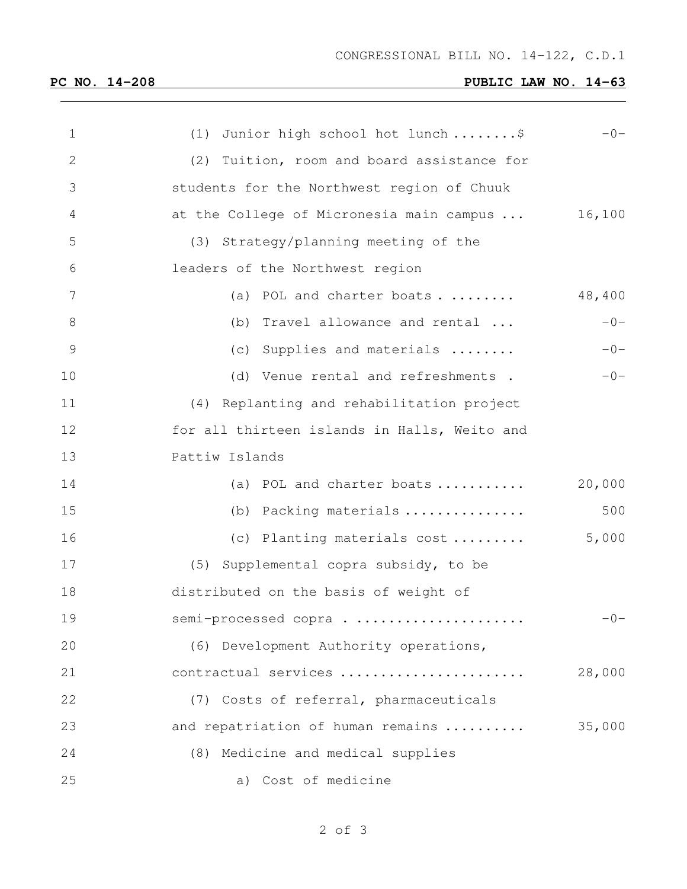CONGRESSIONAL BILL NO. 14-122, C.D.1

**PC NO. 14-208** **PUBLIC LAW NO. 14-63**

| | | |
|---|---|---|
| 1 | (1) Junior high school hot lunch ........$ | -0- |
| 2 | (2) Tuition, room and board assistance for | |
| 3 | students for the Northwest region of Chuuk | |
| 4 | at the College of Micronesia main campus ... | 16,100 |
| 5 | (3) Strategy/planning meeting of the | |
| 6 | leaders of the Northwest region | |
| 7 | (a) POL and charter boats . ........ | 48,400 |
| 8 | (b) Travel allowance and rental ... | -0- |
| 9 | (c) Supplies and materials ........ | -0- |
| 10 | (d) Venue rental and refreshments . | -0- |
| 11 | (4) Replanting and rehabilitation project | |
| 12 | for all thirteen islands in Halls, Weito and | |
| 13 | Pattiw Islands | |
| 14 | (a) POL and charter boats ........... | 20,000 |
| 15 | (b) Packing materials ............... | 500 |
| 16 | (c) Planting materials cost ......... | 5,000 |
| 17 | (5) Supplemental copra subsidy, to be | |
| 18 | distributed on the basis of weight of | |
| 19 | semi-processed copra . ..................... | -0- |
| 20 | (6) Development Authority operations, | |
| 21 | contractual services ...................... | 28,000 |
| 22 | (7) Costs of referral, pharmaceuticals | |
| 23 | and repatriation of human remains .......... | 35,000 |
| 24 | (8) Medicine and medical supplies | |
| 25 | a) Cost of medicine | |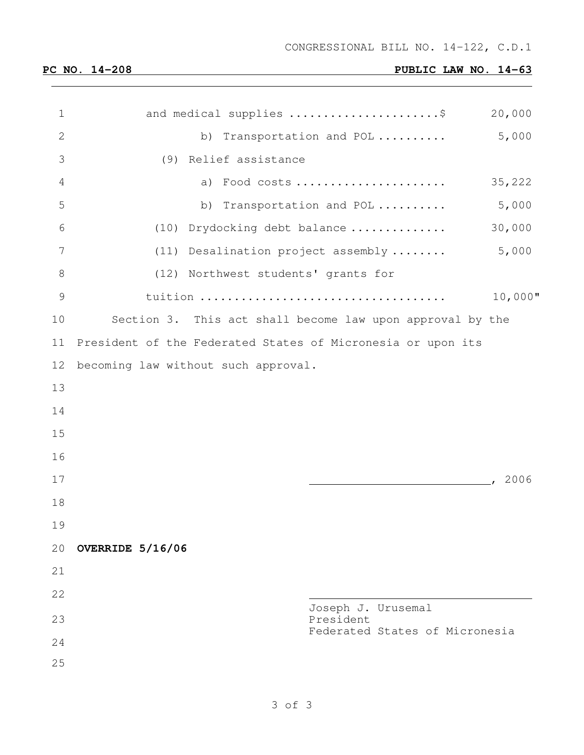CONGRESSIONAL BILL NO. 14-122, C.D.1

**PC NO. 14-208** **PUBLIC LAW NO. 14-63**

| | |
|---|---|
| and medical supplies ......................$ | 20,000 |
| b) Transportation and POL .......... | 5,000 |
| (9) Relief assistance | |
| a) Food costs ...................... | 35,222 |
| b) Transportation and POL .......... | 5,000 |
| (10) Drydocking debt balance .............. | 30,000 |
| (11) Desalination project assembly ........ | 5,000 |
| (12) Northwest students' grants for | |
| tuition .................................... | 10,000" |

Section 3. This act shall become law upon approval by the President of the Federated States of Micronesia or upon its becoming law without such approval.

\_\_\_\_\_\_\_\_\_\_\_\_\_\_\_\_\_\_\_\_\_\_\_\_\_\_\_\_, 2006

**OVERRIDE 5/16/06**

\_\_\_\_\_\_\_\_\_\_\_\_\_\_\_\_\_\_\_\_\_\_\_\_\_\_\_\_

Joseph J. Urusemal
President
Federated States of Micronesia